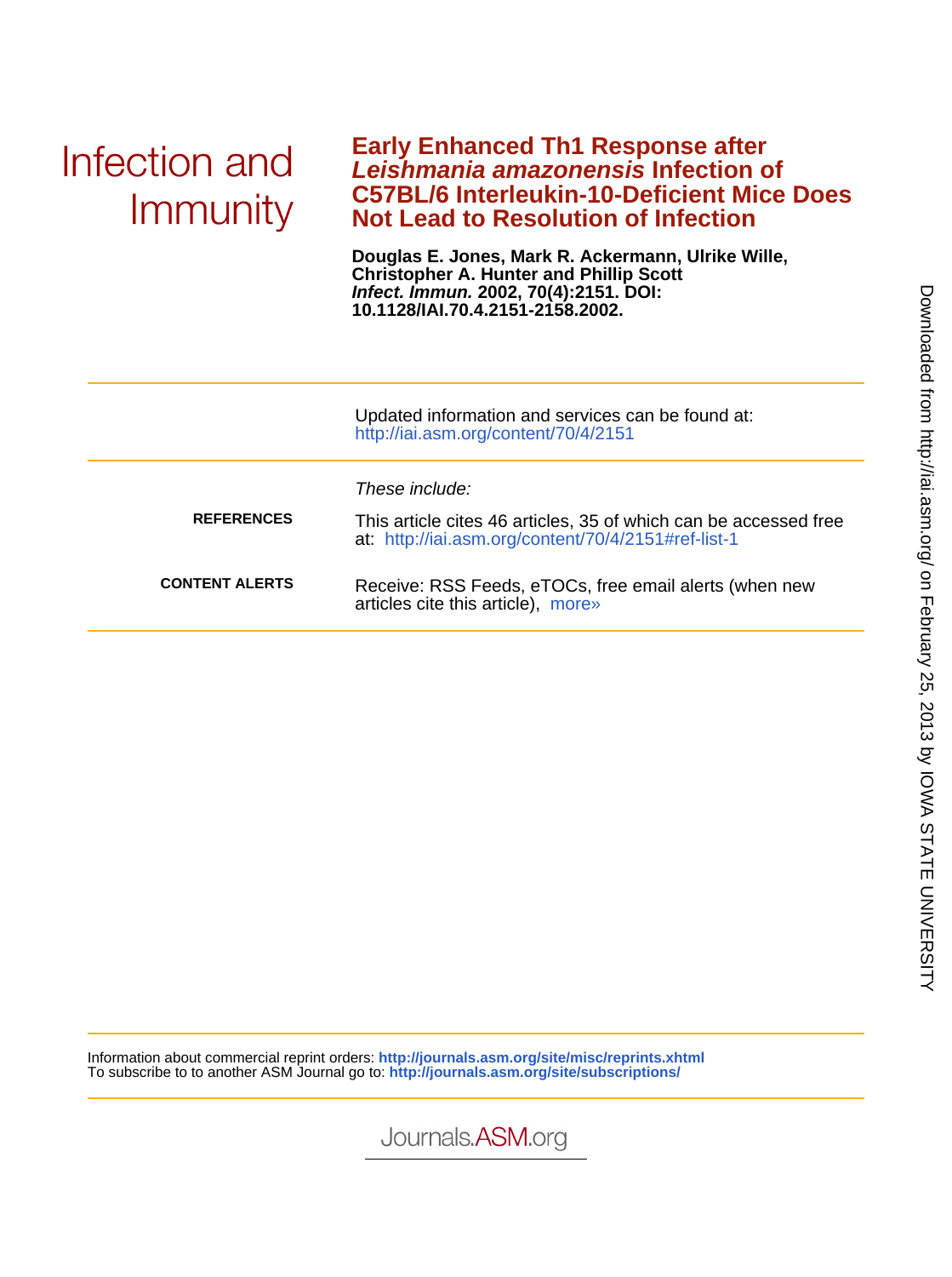Infection and Immunity

# Early Enhanced Th1 Response after *Leishmania amazonensis* Infection of C57BL/6 Interleukin-10-Deficient Mice Does Not Lead to Resolution of Infection

**Douglas E. Jones, Mark R. Ackermann, Ulrike Wille, Christopher A. Hunter and Phillip Scott**
***Infect. Immun.* 2002, 70(4):2151. DOI: 10.1128/IAI.70.4.2151-2158.2002.**

Updated information and services can be found at: http://iai.asm.org/content/70/4/2151

*These include:*

**REFERENCES** This article cites 46 articles, 35 of which can be accessed free at: http://iai.asm.org/content/70/4/2151#ref-list-1

**CONTENT ALERTS** Receive: RSS Feeds, eTOCs, free email alerts (when new articles cite this article), more»

Information about commercial reprint orders: **http://journals.asm.org/site/misc/reprints.xhtml**
To subscribe to to another ASM Journal go to: **http://journals.asm.org/site/subscriptions/**

Journals.ASM.org

Downloaded from http://iai.asm.org/ on February 25, 2013 by IOWA STATE UNIVERSITY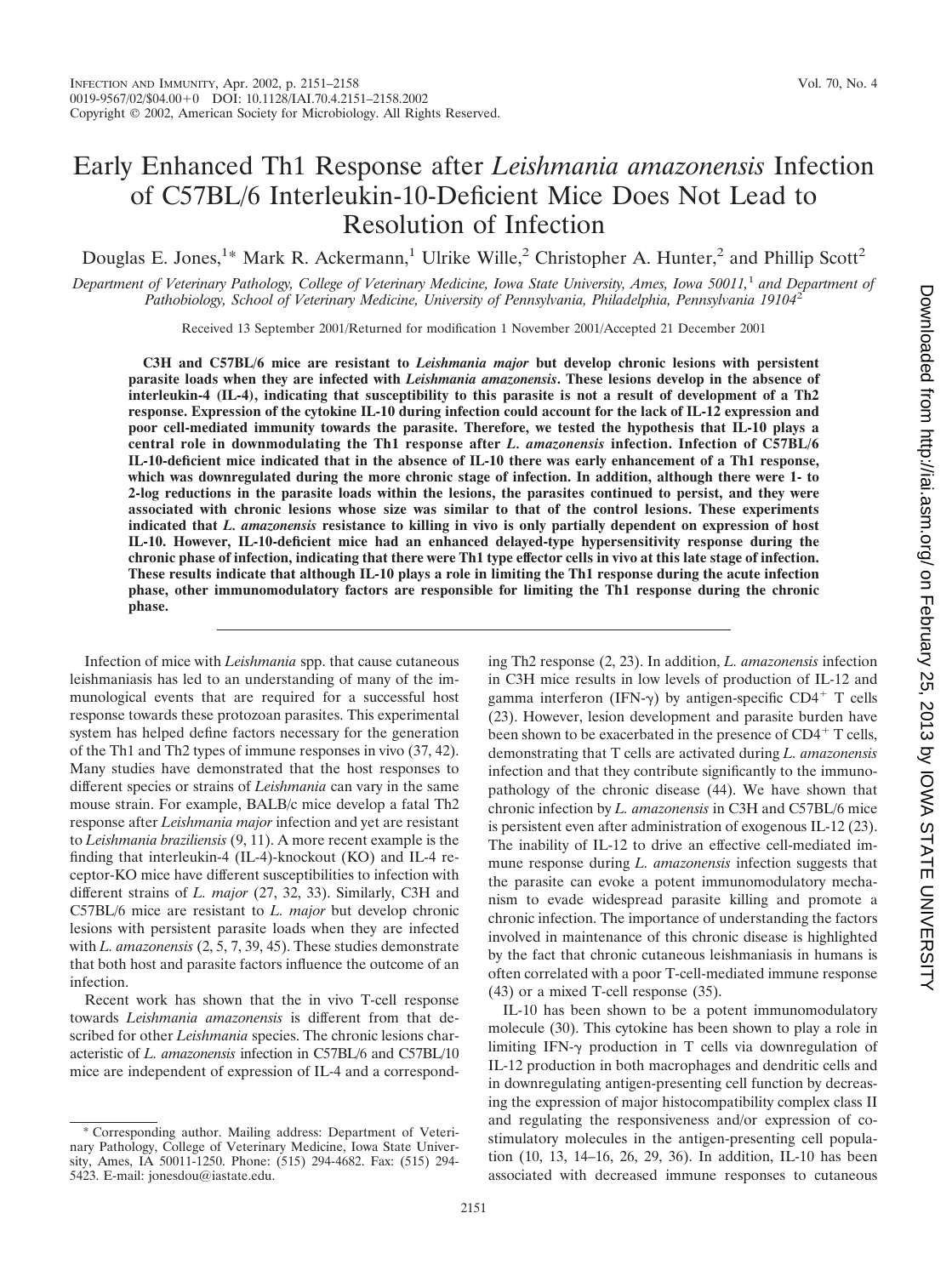# Early Enhanced Th1 Response after *Leishmania amazonensis* Infection of C57BL/6 Interleukin-10-Deficient Mice Does Not Lead to Resolution of Infection

Douglas E. Jones,[1*] Mark R. Ackermann,[1] Ulrike Wille,[2] Christopher A. Hunter,[2] and Phillip Scott[2]

*Department of Veterinary Pathology, College of Veterinary Medicine, Iowa State University, Ames, Iowa 50011,[1] and Department of Pathobiology, School of Veterinary Medicine, University of Pennsylvania, Philadelphia, Pennsylvania 19104[2]*

Received 13 September 2001/Returned for modification 1 November 2001/Accepted 21 December 2001

**C3H and C57BL/6 mice are resistant to *Leishmania major* but develop chronic lesions with persistent parasite loads when they are infected with *Leishmania amazonensis*. These lesions develop in the absence of interleukin-4 (IL-4), indicating that susceptibility to this parasite is not a result of development of a Th2 response. Expression of the cytokine IL-10 during infection could account for the lack of IL-12 expression and poor cell-mediated immunity towards the parasite. Therefore, we tested the hypothesis that IL-10 plays a central role in downmodulating the Th1 response after *L. amazonensis* infection. Infection of C57BL/6 IL-10-deficient mice indicated that in the absence of IL-10 there was early enhancement of a Th1 response, which was downregulated during the more chronic stage of infection. In addition, although there were 1- to 2-log reductions in the parasite loads within the lesions, the parasites continued to persist, and they were associated with chronic lesions whose size was similar to that of the control lesions. These experiments indicated that *L. amazonensis* resistance to killing in vivo is only partially dependent on expression of host IL-10. However, IL-10-deficient mice had an enhanced delayed-type hypersensitivity response during the chronic phase of infection, indicating that there were Th1 type effector cells in vivo at this late stage of infection. These results indicate that although IL-10 plays a role in limiting the Th1 response during the acute infection phase, other immunomodulatory factors are responsible for limiting the Th1 response during the chronic phase.**

Infection of mice with *Leishmania* spp. that cause cutaneous leishmaniasis has led to an understanding of many of the immunological events that are required for a successful host response towards these protozoan parasites. This experimental system has helped define factors necessary for the generation of the Th1 and Th2 types of immune responses in vivo (37, 42). Many studies have demonstrated that the host responses to different species or strains of *Leishmania* can vary in the same mouse strain. For example, BALB/c mice develop a fatal Th2 response after *Leishmania major* infection and yet are resistant to *Leishmania braziliensis* (9, 11). A more recent example is the finding that interleukin-4 (IL-4)-knockout (KO) and IL-4 receptor-KO mice have different susceptibilities to infection with different strains of *L. major* (27, 32, 33). Similarly, C3H and C57BL/6 mice are resistant to *L. major* but develop chronic lesions with persistent parasite loads when they are infected with *L. amazonensis* (2, 5, 7, 39, 45). These studies demonstrate that both host and parasite factors influence the outcome of an infection.

Recent work has shown that the in vivo T-cell response towards *Leishmania amazonensis* is different from that described for other *Leishmania* species. The chronic lesions characteristic of *L. amazonensis* infection in C57BL/6 and C57BL/10 mice are independent of expression of IL-4 and a corresponding Th2 response (2, 23). In addition, *L. amazonensis* infection in C3H mice results in low levels of production of IL-12 and gamma interferon (IFN-γ) by antigen-specific $CD4^+$ T cells (23). However, lesion development and parasite burden have been shown to be exacerbated in the presence of $CD4^+$ T cells, demonstrating that T cells are activated during *L. amazonensis* infection and that they contribute significantly to the immunopathology of the chronic disease (44). We have shown that chronic infection by *L. amazonensis* in C3H and C57BL/6 mice is persistent even after administration of exogenous IL-12 (23). The inability of IL-12 to drive an effective cell-mediated immune response during *L. amazonensis* infection suggests that the parasite can evoke a potent immunomodulatory mechanism to evade widespread parasite killing and promote a chronic infection. The importance of understanding the factors involved in maintenance of this chronic disease is highlighted by the fact that chronic cutaneous leishmaniasis in humans is often correlated with a poor T-cell-mediated immune response (43) or a mixed T-cell response (35).

IL-10 has been shown to be a potent immunomodulatory molecule (30). This cytokine has been shown to play a role in limiting IFN-γ production in T cells via downregulation of IL-12 production in both macrophages and dendritic cells and in downregulating antigen-presenting cell function by decreasing the expression of major histocompatibility complex class II and regulating the responsiveness and/or expression of costimulatory molecules in the antigen-presenting cell population (10, 13, 14–16, 26, 29, 36). In addition, IL-10 has been associated with decreased immune responses to cutaneous

\* Corresponding author. Mailing address: Department of Veterinary Pathology, College of Veterinary Medicine, Iowa State University, Ames, IA 50011-1250. Phone: (515) 294-4682. Fax: (515) 294-5423. E-mail: jonesdou@iastate.edu.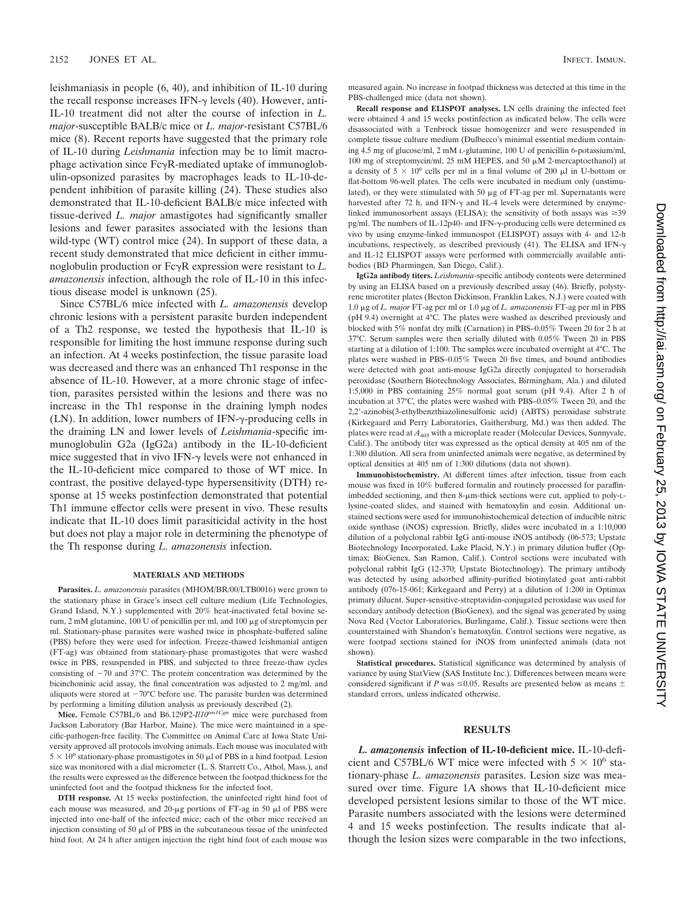leishmaniasis in people (6, 40), and inhibition of IL-10 during the recall response increases IFN-γ levels (40). However, anti-IL-10 treatment did not alter the course of infection in *L. major*-susceptible BALB/c mice or *L. major*-resistant C57BL/6 mice (8). Recent reports have suggested that the primary role of IL-10 during *Leishmania* infection may be to limit macrophage activation since FcγR-mediated uptake of immunoglobulin-opsonized parasites by macrophages leads to IL-10-dependent inhibition of parasite killing (24). These studies also demonstrated that IL-10-deficient BALB/c mice infected with tissue-derived *L. major* amastigotes had significantly smaller lesions and fewer parasites associated with the lesions than wild-type (WT) control mice (24). In support of these data, a recent study demonstrated that mice deficient in either immunoglobulin production or FcγR expression were resistant to *L. amazonensis* infection, although the role of IL-10 in this infectious disease model is unknown (25).

Since C57BL/6 mice infected with *L. amazonensis* develop chronic lesions with a persistent parasite burden independent of a Th2 response, we tested the hypothesis that IL-10 is responsible for limiting the host immune response during such an infection. At 4 weeks postinfection, the tissue parasite load was decreased and there was an enhanced Th1 response in the absence of IL-10. However, at a more chronic stage of infection, parasites persisted within the lesions and there was no increase in the Th1 response in the draining lymph nodes (LN). In addition, lower numbers of IFN-γ-producing cells in the draining LN and lower levels of *Leishmania*-specific immunoglobulin G2a (IgG2a) antibody in the IL-10-deficient mice suggested that in vivo IFN-γ levels were not enhanced in the IL-10-deficient mice compared to those of WT mice. In contrast, the positive delayed-type hypersensitivity (DTH) response at 15 weeks postinfection demonstrated that potential Th1 immune effector cells were present in vivo. These results indicate that IL-10 does limit parasiticidal activity in the host but does not play a major role in determining the phenotype of the Th response during *L. amazonensis* infection.

## MATERIALS AND METHODS

**Parasites.** *L. amazonensis* parasites (MHOM/BR/00/LTB0016) were grown to the stationary phase in Grace's insect cell culture medium (Life Technologies, Grand Island, N.Y.) supplemented with 20% heat-inactivated fetal bovine serum, 2 mM glutamine, 100 U of penicillin per ml, and 100 μg of streptomycin per ml. Stationary-phase parasites were washed twice in phosphate-buffered saline (PBS) before they were used for infection. Freeze-thawed leishmanial antigen (FT-ag) was obtained from stationary-phase promastigotes that were washed twice in PBS, resuspended in PBS, and subjected to three freeze-thaw cycles consisting of −70 and 37°C. The protein concentration was determined by the bicinchoninic acid assay, the final concentration was adjusted to 2 mg/ml, and aliquots were stored at −70°C before use. The parasite burden was determined by performing a limiting dilution analysis as previously described (2).

**Mice.** Female C57BL/6 and B6.129P2-*Il10*$^{tm1Cgn}$ mice were purchased from Jackson Laboratory (Bar Harbor, Maine). The mice were maintained in a specific-pathogen-free facility. The Committee on Animal Care at Iowa State University approved all protocols involving animals. Each mouse was inoculated with $5 \times 10^6$ stationary-phase promastigotes in 50 μl of PBS in a hind footpad. Lesion size was monitored with a dial micrometer (L. S. Starrett Co., Athol, Mass.), and the results were expressed as the difference between the footpad thickness for the uninfected foot and the footpad thickness for the infected foot.

**DTH response.** At 15 weeks postinfection, the uninfected right hind foot of each mouse was measured, and 20-μg portions of FT-ag in 50 μl of PBS were injected into one-half of the infected mice; each of the other mice received an injection consisting of 50 μl of PBS in the subcutaneous tissue of the uninfected hind foot. At 24 h after antigen injection the right hind foot of each mouse was measured again. No increase in footpad thickness was detected at this time in the PBS-challenged mice (data not shown).

**Recall response and ELISPOT analyses.** LN cells draining the infected feet were obtained 4 and 15 weeks postinfection as indicated below. The cells were disassociated with a Tenbrock tissue homogenizer and were resuspended in complete tissue culture medium (Dulbecco's minimal essential medium containing 4.5 mg of glucose/ml, 2 mM L-glutamine, 100 U of penicillin 6-potassium/ml, 100 mg of streptomycin/ml, 25 mM HEPES, and 50 μM 2-mercaptoethanol) at a density of $5 \times 10^6$ cells per ml in a final volume of 200 μl in U-bottom or flat-bottom 96-well plates. The cells were incubated in medium only (unstimulated), or they were stimulated with 50 μg of FT-ag per ml. Supernatants were harvested after 72 h, and IFN-γ and IL-4 levels were determined by enzyme-linked immunosorbent assays (ELISA); the sensitivity of both assays was ≥39 pg/ml. The numbers of IL-12p40- and IFN-γ-producing cells were determined ex vivo by using enzyme-linked immunospot (ELISPOT) assays with 4- and 12-h incubations, respectively, as described previously (41). The ELISA and IFN-γ and IL-12 ELISPOT assays were performed with commercially available antibodies (BD Pharmingen, San Diego, Calif.).

**IgG2a antibody titers.** *Leishmania*-specific antibody contents were determined by using an ELISA based on a previously described assay (46). Briefly, polystyrene microtiter plates (Becton Dickinson, Franklin Lakes, N.J.) were coated with 1.0 μg of *L. major* FT-ag per ml or 1.0 μg of *L. amazonensis* FT-ag per ml in PBS (pH 9.4) overnight at 4°C. The plates were washed as described previously and blocked with 5% nonfat dry milk (Carnation) in PBS–0.05% Tween 20 for 2 h at 37°C. Serum samples were then serially diluted with 0.05% Tween 20 in PBS starting at a dilution of 1:100. The samples were incubated overnight at 4°C. The plates were washed in PBS–0.05% Tween 20 five times, and bound antibodies were detected with goat anti-mouse IgG2a directly conjugated to horseradish peroxidase (Southern Biotechnology Associates, Birmingham, Ala.) and diluted 1:5,000 in PBS containing 25% normal goat serum (pH 9.4). After 2 h of incubation at 37°C, the plates were washed with PBS–0.05% Tween 20, and the 2,2′-azinobis(3-ethylbenzthiazolinesulfonic acid) (ABTS) peroxidase substrate (Kirkegaard and Perry Laboratories, Gaithersburg, Md.) was then added. The plates were read at $A_{405}$ with a microplate reader (Molecular Devices, Sunnyvale, Calif.). The antibody titer was expressed as the optical density at 405 nm of the 1:300 dilution. All sera from uninfected animals were negative, as determined by optical densities at 405 nm of 1:300 dilutions (data not shown).

**Immunohistochemistry.** At different times after infection, tissue from each mouse was fixed in 10% buffered formalin and routinely processed for paraffin-imbedded sectioning, and then 8-μm-thick sections were cut, applied to poly-L-lysine-coated slides, and stained with hematoxylin and eosin. Additional unstained sections were used for immunohistochemical detection of inducible nitric oxide synthase (iNOS) expression. Briefly, slides were incubated in a 1:10,000 dilution of a polyclonal rabbit IgG anti-mouse iNOS antibody (06-573; Upstate Biotechnology Incorporated, Lake Placid, N.Y.) in primary dilution buffer (Optimax; BioGenex, San Ramon, Calif.). Control sections were incubated with polyclonal rabbit IgG (12-370; Upstate Biotechnology). The primary antibody was detected by using adsorbed affinity-purified biotinylated goat anti-rabbit antibody (076-15-061; Kirkegaard and Perry) at a dilution of 1:200 in Optimax primary diluent. Super-sensitive-streptavidin-conjugated peroxidase was used for secondary antibody detection (BioGenex), and the signal was generated by using Nova Red (Vector Laboratories, Burlingame, Calif.). Tissue sections were then counterstained with Shandon's hematoxylin. Control sections were negative, as were footpad sections stained for iNOS from uninfected animals (data not shown).

**Statistical procedures.** Statistical significance was determined by analysis of variance by using StatView (SAS Institute Inc.). Differences between means were considered significant if $P$ was ≤0.05. Results are presented below as means ± standard errors, unless indicated otherwise.

## RESULTS

***L. amazonensis* infection of IL-10-deficient mice.** IL-10-deficient and C57BL/6 WT mice were infected with $5 \times 10^6$ stationary-phase *L. amazonensis* parasites. Lesion size was measured over time. Figure 1A shows that IL-10-deficient mice developed persistent lesions similar to those of the WT mice. Parasite numbers associated with the lesions were determined 4 and 15 weeks postinfection. The results indicate that although the lesion sizes were comparable in the two infections,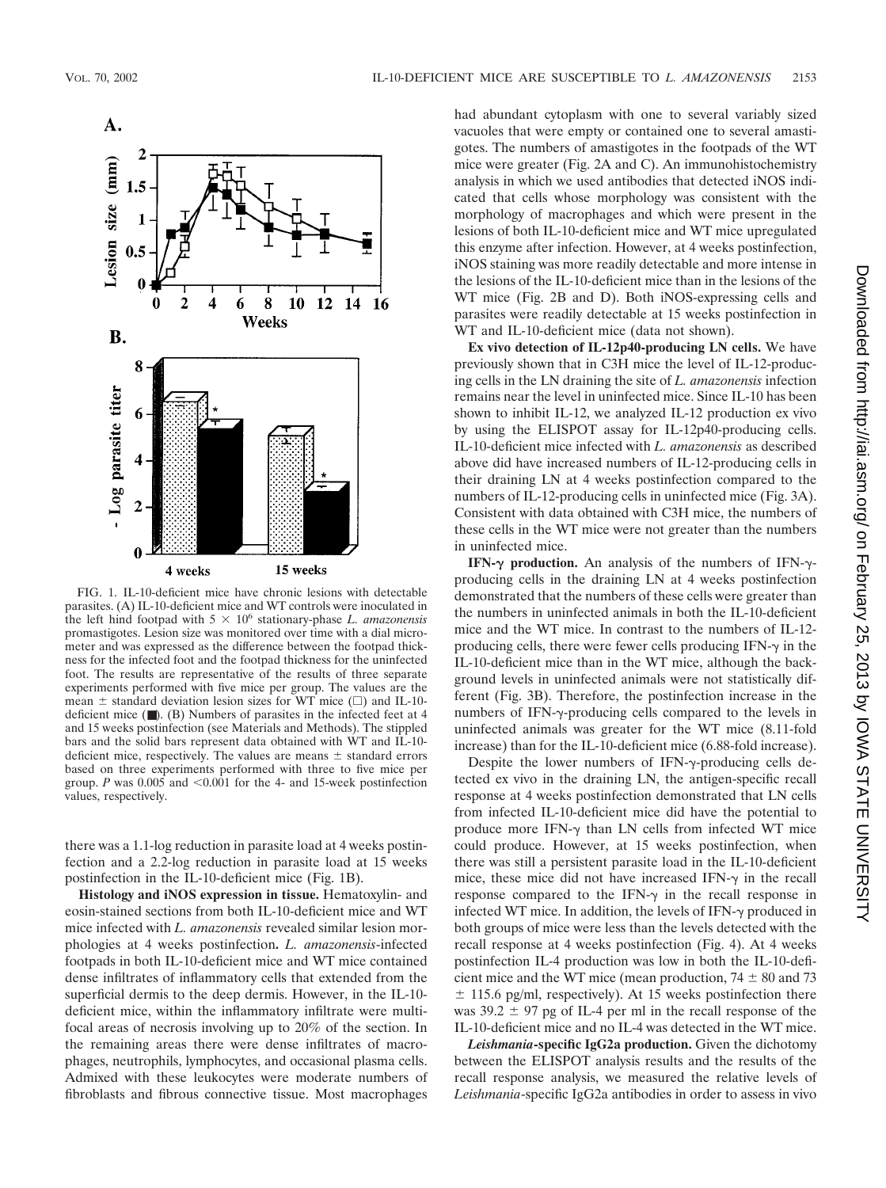FIG. 1. IL-10-deficient mice have chronic lesions with detectable parasites. (A) IL-10-deficient mice and WT controls were inoculated in the left hind footpad with $5 \times 10^6$ stationary-phase *L. amazonensis* promastigotes. Lesion size was monitored over time with a dial micrometer and was expressed as the difference between the footpad thickness for the infected foot and the footpad thickness for the uninfected foot. The results are representative of the results of three separate experiments performed with five mice per group. The values are the mean ± standard deviation lesion sizes for WT mice (□) and IL-10-deficient mice (■). (B) Numbers of parasites in the infected feet at 4 and 15 weeks postinfection (see Materials and Methods). The stippled bars and the solid bars represent data obtained with WT and IL-10-deficient mice, respectively. The values are means ± standard errors based on three experiments performed with three to five mice per group. $P$ was 0.005 and <0.001 for the 4- and 15-week postinfection values, respectively.

there was a 1.1-log reduction in parasite load at 4 weeks postinfection and a 2.2-log reduction in parasite load at 15 weeks postinfection in the IL-10-deficient mice (Fig. 1B).

**Histology and iNOS expression in tissue.** Hematoxylin- and eosin-stained sections from both IL-10-deficient mice and WT mice infected with *L. amazonensis* revealed similar lesion morphologies at 4 weeks postinfection**.** *L. amazonensis*-infected footpads in both IL-10-deficient mice and WT mice contained dense infiltrates of inflammatory cells that extended from the superficial dermis to the deep dermis. However, in the IL-10-deficient mice, within the inflammatory infiltrate were multifocal areas of necrosis involving up to 20% of the section. In the remaining areas there were dense infiltrates of macrophages, neutrophils, lymphocytes, and occasional plasma cells. Admixed with these leukocytes were moderate numbers of fibroblasts and fibrous connective tissue. Most macrophages had abundant cytoplasm with one to several variably sized vacuoles that were empty or contained one to several amastigotes. The numbers of amastigotes in the footpads of the WT mice were greater (Fig. 2A and C). An immunohistochemistry analysis in which we used antibodies that detected iNOS indicated that cells whose morphology was consistent with the morphology of macrophages and which were present in the lesions of both IL-10-deficient mice and WT mice upregulated this enzyme after infection. However, at 4 weeks postinfection, iNOS staining was more readily detectable and more intense in the lesions of the IL-10-deficient mice than in the lesions of the WT mice (Fig. 2B and D). Both iNOS-expressing cells and parasites were readily detectable at 15 weeks postinfection in WT and IL-10-deficient mice (data not shown).

**Ex vivo detection of IL-12p40-producing LN cells.** We have previously shown that in C3H mice the level of IL-12-producing cells in the LN draining the site of *L. amazonensis* infection remains near the level in uninfected mice. Since IL-10 has been shown to inhibit IL-12, we analyzed IL-12 production ex vivo by using the ELISPOT assay for IL-12p40-producing cells. IL-10-deficient mice infected with *L. amazonensis* as described above did have increased numbers of IL-12-producing cells in their draining LN at 4 weeks postinfection compared to the numbers of IL-12-producing cells in uninfected mice (Fig. 3A). Consistent with data obtained with C3H mice, the numbers of these cells in the WT mice were not greater than the numbers in uninfected mice.

**IFN-γ production.** An analysis of the numbers of IFN-γ-producing cells in the draining LN at 4 weeks postinfection demonstrated that the numbers of these cells were greater than the numbers in uninfected animals in both the IL-10-deficient mice and the WT mice. In contrast to the numbers of IL-12-producing cells, there were fewer cells producing IFN-γ in the IL-10-deficient mice than in the WT mice, although the background levels in uninfected animals were not statistically different (Fig. 3B). Therefore, the postinfection increase in the numbers of IFN-γ-producing cells compared to the levels in uninfected animals was greater for the WT mice (8.11-fold increase) than for the IL-10-deficient mice (6.88-fold increase).

Despite the lower numbers of IFN-γ-producing cells detected ex vivo in the draining LN, the antigen-specific recall response at 4 weeks postinfection demonstrated that LN cells from infected IL-10-deficient mice did have the potential to produce more IFN-γ than LN cells from infected WT mice could produce. However, at 15 weeks postinfection, when there was still a persistent parasite load in the IL-10-deficient mice, these mice did not have increased IFN-γ in the recall response compared to the IFN-γ in the recall response in infected WT mice. In addition, the levels of IFN-γ produced in both groups of mice were less than the levels detected with the recall response at 4 weeks postinfection (Fig. 4). At 4 weeks postinfection IL-4 production was low in both the IL-10-deficient mice and the WT mice (mean production, 74 ± 80 and 73 ± 115.6 pg/ml, respectively). At 15 weeks postinfection there was 39.2 ± 97 pg of IL-4 per ml in the recall response of the IL-10-deficient mice and no IL-4 was detected in the WT mice.

***Leishmania*-specific IgG2a production.** Given the dichotomy between the ELISPOT analysis results and the results of the recall response analysis, we measured the relative levels of *Leishmania*-specific IgG2a antibodies in order to assess in vivo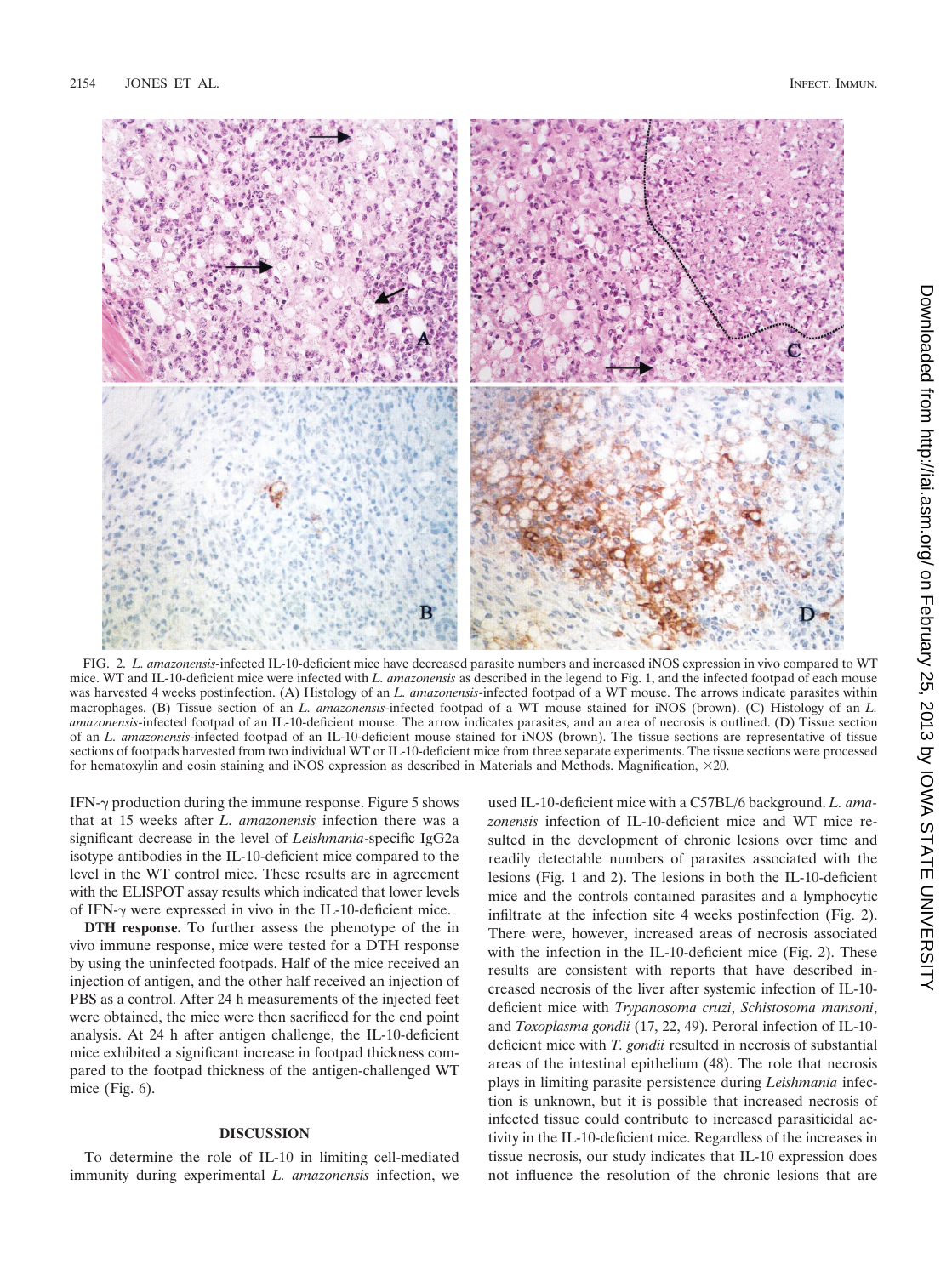FIG. 2. *L. amazonensis*-infected IL-10-deficient mice have decreased parasite numbers and increased iNOS expression in vivo compared to WT mice. WT and IL-10-deficient mice were infected with *L. amazonensis* as described in the legend to Fig. 1, and the infected footpad of each mouse was harvested 4 weeks postinfection. (A) Histology of an *L. amazonensis*-infected footpad of a WT mouse. The arrows indicate parasites within macrophages. (B) Tissue section of an *L. amazonensis*-infected footpad of a WT mouse stained for iNOS (brown). (C) Histology of an *L. amazonensis*-infected footpad of an IL-10-deficient mouse. The arrow indicates parasites, and an area of necrosis is outlined. (D) Tissue section of an *L. amazonensis*-infected footpad of an IL-10-deficient mouse stained for iNOS (brown). The tissue sections are representative of tissue sections of footpads harvested from two individual WT or IL-10-deficient mice from three separate experiments. The tissue sections were processed for hematoxylin and eosin staining and iNOS expression as described in Materials and Methods. Magnification, ×20.

IFN-γ production during the immune response. Figure 5 shows that at 15 weeks after *L. amazonensis* infection there was a significant decrease in the level of *Leishmania*-specific IgG2a isotype antibodies in the IL-10-deficient mice compared to the level in the WT control mice. These results are in agreement with the ELISPOT assay results which indicated that lower levels of IFN-γ were expressed in vivo in the IL-10-deficient mice.

**DTH response.** To further assess the phenotype of the in vivo immune response, mice were tested for a DTH response by using the uninfected footpads. Half of the mice received an injection of antigen, and the other half received an injection of PBS as a control. After 24 h measurements of the injected feet were obtained, the mice were then sacrificed for the end point analysis. At 24 h after antigen challenge, the IL-10-deficient mice exhibited a significant increase in footpad thickness compared to the footpad thickness of the antigen-challenged WT mice (Fig. 6).

## DISCUSSION

To determine the role of IL-10 in limiting cell-mediated immunity during experimental *L. amazonensis* infection, we used IL-10-deficient mice with a C57BL/6 background. *L. amazonensis* infection of IL-10-deficient mice and WT mice resulted in the development of chronic lesions over time and readily detectable numbers of parasites associated with the lesions (Fig. 1 and 2). The lesions in both the IL-10-deficient mice and the controls contained parasites and a lymphocytic infiltrate at the infection site 4 weeks postinfection (Fig. 2). There were, however, increased areas of necrosis associated with the infection in the IL-10-deficient mice (Fig. 2). These results are consistent with reports that have described increased necrosis of the liver after systemic infection of IL-10-deficient mice with *Trypanosoma cruzi*, *Schistosoma mansoni*, and *Toxoplasma gondii* (17, 22, 49). Peroral infection of IL-10-deficient mice with *T. gondii* resulted in necrosis of substantial areas of the intestinal epithelium (48). The role that necrosis plays in limiting parasite persistence during *Leishmania* infection is unknown, but it is possible that increased necrosis of infected tissue could contribute to increased parasiticidal activity in the IL-10-deficient mice. Regardless of the increases in tissue necrosis, our study indicates that IL-10 expression does not influence the resolution of the chronic lesions that are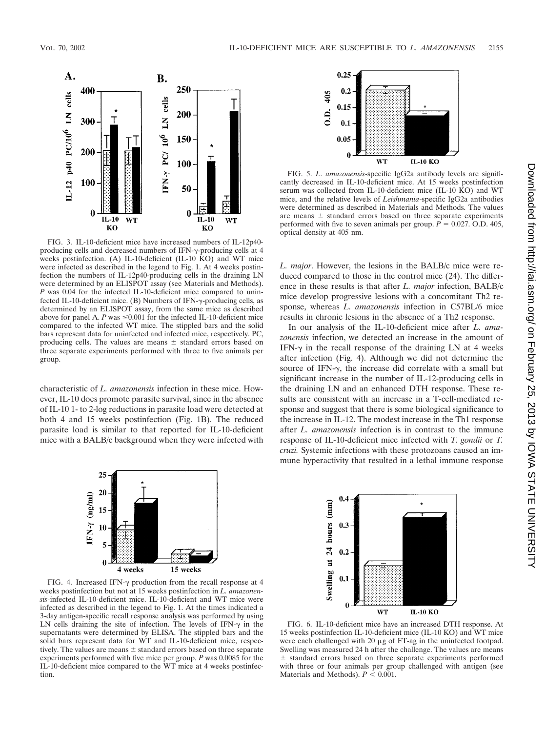FIG. 3. IL-10-deficient mice have increased numbers of IL-12p40-producing cells and decreased numbers of IFN-γ-producing cells at 4 weeks postinfection. (A) IL-10-deficient (IL-10 KO) and WT mice were infected as described in the legend to Fig. 1. At 4 weeks postinfection the numbers of IL-12p40-producing cells in the draining LN were determined by an ELISPOT assay (see Materials and Methods). $P$ was 0.04 for the infected IL-10-deficient mice compared to uninfected IL-10-deficient mice. (B) Numbers of IFN-γ-producing cells, as determined by an ELISPOT assay, from the same mice as described above for panel A. $P$ was $\leq$0.001 for the infected IL-10-deficient mice compared to the infected WT mice. The stippled bars and the solid bars represent data for uninfected and infected mice, respectively. PC, producing cells. The values are means ± standard errors based on three separate experiments performed with three to five animals per group.

characteristic of *L. amazonensis* infection in these mice. However, IL-10 does promote parasite survival, since in the absence of IL-10 1- to 2-log reductions in parasite load were detected at both 4 and 15 weeks postinfection (Fig. 1B). The reduced parasite load is similar to that reported for IL-10-deficient mice with a BALB/c background when they were infected with *L. major*. However, the lesions in the BALB/c mice were reduced compared to those in the control mice (24). The difference in these results is that after *L. major* infection, BALB/c mice develop progressive lesions with a concomitant Th2 response, whereas *L. amazonensis* infection in C57BL/6 mice results in chronic lesions in the absence of a Th2 response.

In our analysis of the IL-10-deficient mice after *L. amazonensis* infection, we detected an increase in the amount of IFN-γ in the recall response of the draining LN at 4 weeks after infection (Fig. 4). Although we did not determine the source of IFN-γ, the increase did correlate with a small but significant increase in the number of IL-12-producing cells in the draining LN and an enhanced DTH response. These results are consistent with an increase in a T-cell-mediated response and suggest that there is some biological significance to the increase in IL-12. The modest increase in the Th1 response after *L. amazonensis* infection is in contrast to the immune response of IL-10-deficient mice infected with *T. gondii* or *T. cruzi.* Systemic infections with these protozoans caused an immune hyperactivity that resulted in a lethal immune response

FIG. 4. Increased IFN-γ production from the recall response at 4 weeks postinfection but not at 15 weeks postinfection in *L. amazonensis*-infected IL-10-deficient mice. IL-10-deficient and WT mice were infected as described in the legend to Fig. 1. At the times indicated a 3-day antigen-specific recall response analysis was performed by using LN cells draining the site of infection. The levels of IFN-γ in the supernatants were determined by ELISA. The stippled bars and the solid bars represent data for WT and IL-10-deficient mice, respectively. The values are means ± standard errors based on three separate experiments performed with five mice per group. $P$ was 0.0085 for the IL-10-deficient mice compared to the WT mice at 4 weeks postinfection.

FIG. 5. *L. amazonensis*-specific IgG2a antibody levels are significantly decreased in IL-10-deficient mice. At 15 weeks postinfection serum was collected from IL-10-deficient mice (IL-10 KO) and WT mice, and the relative levels of *Leishmania*-specific IgG2a antibodies were determined as described in Materials and Methods. The values are means ± standard errors based on three separate experiments performed with five to seven animals per group. $P = 0.027$. O.D. 405, optical density at 405 nm.

FIG. 6. IL-10-deficient mice have an increased DTH response. At 15 weeks postinfection IL-10-deficient mice (IL-10 KO) and WT mice were each challenged with 20 μg of FT-ag in the uninfected footpad. Swelling was measured 24 h after the challenge. The values are means ± standard errors based on three separate experiments performed with three or four animals per group challenged with antigen (see Materials and Methods). $P < 0.001$.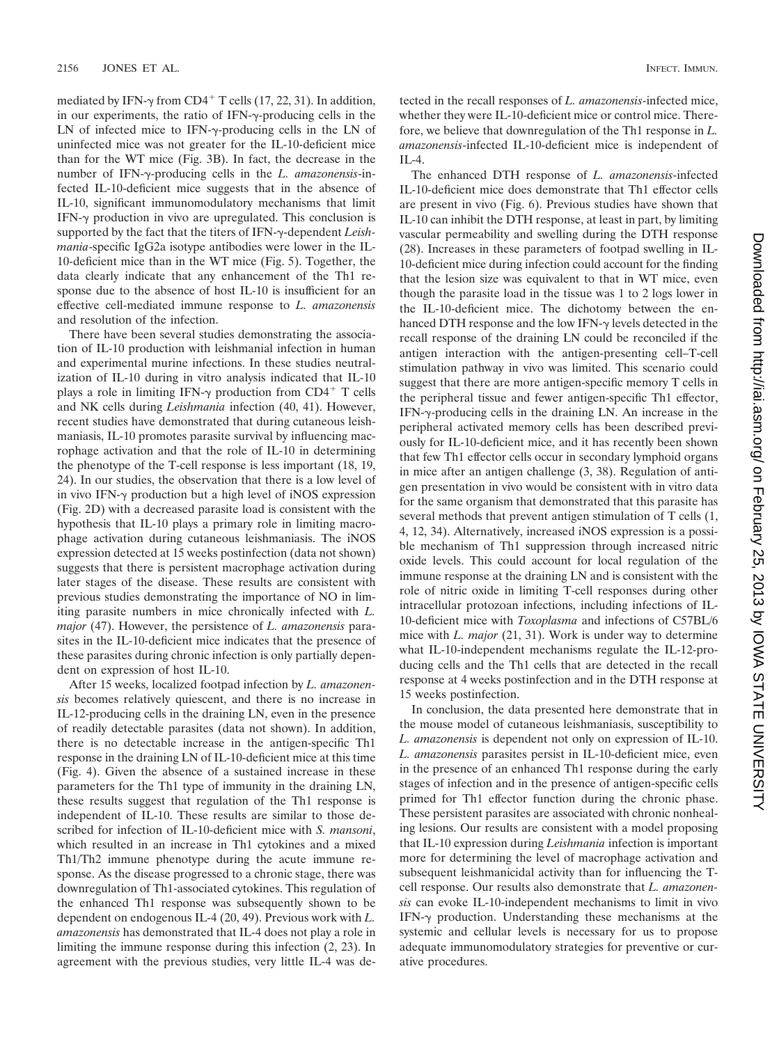mediated by IFN-γ from $CD4^+$ T cells (17, 22, 31). In addition, in our experiments, the ratio of IFN-γ-producing cells in the LN of infected mice to IFN-γ-producing cells in the LN of uninfected mice was not greater for the IL-10-deficient mice than for the WT mice (Fig. 3B). In fact, the decrease in the number of IFN-γ-producing cells in the *L. amazonensis*-infected IL-10-deficient mice suggests that in the absence of IL-10, significant immunomodulatory mechanisms that limit IFN-γ production in vivo are upregulated. This conclusion is supported by the fact that the titers of IFN-γ-dependent *Leishmania*-specific IgG2a isotype antibodies were lower in the IL-10-deficient mice than in the WT mice (Fig. 5). Together, the data clearly indicate that any enhancement of the Th1 response due to the absence of host IL-10 is insufficient for an effective cell-mediated immune response to *L. amazonensis* and resolution of the infection.

There have been several studies demonstrating the association of IL-10 production with leishmanial infection in human and experimental murine infections. In these studies neutralization of IL-10 during in vitro analysis indicated that IL-10 plays a role in limiting IFN-γ production from $CD4^+$ T cells and NK cells during *Leishmania* infection (40, 41). However, recent studies have demonstrated that during cutaneous leishmaniasis, IL-10 promotes parasite survival by influencing macrophage activation and that the role of IL-10 in determining the phenotype of the T-cell response is less important (18, 19, 24). In our studies, the observation that there is a low level of in vivo IFN-γ production but a high level of iNOS expression (Fig. 2D) with a decreased parasite load is consistent with the hypothesis that IL-10 plays a primary role in limiting macrophage activation during cutaneous leishmaniasis. The iNOS expression detected at 15 weeks postinfection (data not shown) suggests that there is persistent macrophage activation during later stages of the disease. These results are consistent with previous studies demonstrating the importance of NO in limiting parasite numbers in mice chronically infected with *L. major* (47). However, the persistence of *L. amazonensis* parasites in the IL-10-deficient mice indicates that the presence of these parasites during chronic infection is only partially dependent on expression of host IL-10.

After 15 weeks, localized footpad infection by *L. amazonensis* becomes relatively quiescent, and there is no increase in IL-12-producing cells in the draining LN, even in the presence of readily detectable parasites (data not shown). In addition, there is no detectable increase in the antigen-specific Th1 response in the draining LN of IL-10-deficient mice at this time (Fig. 4). Given the absence of a sustained increase in these parameters for the Th1 type of immunity in the draining LN, these results suggest that regulation of the Th1 response is independent of IL-10. These results are similar to those described for infection of IL-10-deficient mice with *S. mansoni*, which resulted in an increase in Th1 cytokines and a mixed Th1/Th2 immune phenotype during the acute immune response. As the disease progressed to a chronic stage, there was downregulation of Th1-associated cytokines. This regulation of the enhanced Th1 response was subsequently shown to be dependent on endogenous IL-4 (20, 49). Previous work with *L. amazonensis* has demonstrated that IL-4 does not play a role in limiting the immune response during this infection (2, 23). In agreement with the previous studies, very little IL-4 was detected in the recall responses of *L. amazonensis*-infected mice, whether they were IL-10-deficient mice or control mice. Therefore, we believe that downregulation of the Th1 response in *L. amazonensis*-infected IL-10-deficient mice is independent of IL-4.

The enhanced DTH response of *L. amazonensis*-infected IL-10-deficient mice does demonstrate that Th1 effector cells are present in vivo (Fig. 6). Previous studies have shown that IL-10 can inhibit the DTH response, at least in part, by limiting vascular permeability and swelling during the DTH response (28). Increases in these parameters of footpad swelling in IL-10-deficient mice during infection could account for the finding that the lesion size was equivalent to that in WT mice, even though the parasite load in the tissue was 1 to 2 logs lower in the IL-10-deficient mice. The dichotomy between the enhanced DTH response and the low IFN-γ levels detected in the recall response of the draining LN could be reconciled if the antigen interaction with the antigen-presenting cell–T-cell stimulation pathway in vivo was limited. This scenario could suggest that there are more antigen-specific memory T cells in the peripheral tissue and fewer antigen-specific Th1 effector, IFN-γ-producing cells in the draining LN. An increase in the peripheral activated memory cells has been described previously for IL-10-deficient mice, and it has recently been shown that few Th1 effector cells occur in secondary lymphoid organs in mice after an antigen challenge (3, 38). Regulation of antigen presentation in vivo would be consistent with in vitro data for the same organism that demonstrated that this parasite has several methods that prevent antigen stimulation of T cells (1, 4, 12, 34). Alternatively, increased iNOS expression is a possible mechanism of Th1 suppression through increased nitric oxide levels. This could account for local regulation of the immune response at the draining LN and is consistent with the role of nitric oxide in limiting T-cell responses during other intracellular protozoan infections, including infections of IL-10-deficient mice with *Toxoplasma* and infections of C57BL/6 mice with *L. major* (21, 31). Work is under way to determine what IL-10-independent mechanisms regulate the IL-12-producing cells and the Th1 cells that are detected in the recall response at 4 weeks postinfection and in the DTH response at 15 weeks postinfection.

In conclusion, the data presented here demonstrate that in the mouse model of cutaneous leishmaniasis, susceptibility to *L. amazonensis* is dependent not only on expression of IL-10. *L. amazonensis* parasites persist in IL-10-deficient mice, even in the presence of an enhanced Th1 response during the early stages of infection and in the presence of antigen-specific cells primed for Th1 effector function during the chronic phase. These persistent parasites are associated with chronic nonhealing lesions. Our results are consistent with a model proposing that IL-10 expression during *Leishmania* infection is important more for determining the level of macrophage activation and subsequent leishmanicidal activity than for influencing the T-cell response. Our results also demonstrate that *L. amazonensis* can evoke IL-10-independent mechanisms to limit in vivo IFN-γ production. Understanding these mechanisms at the systemic and cellular levels is necessary for us to propose adequate immunomodulatory strategies for preventive or curative procedures.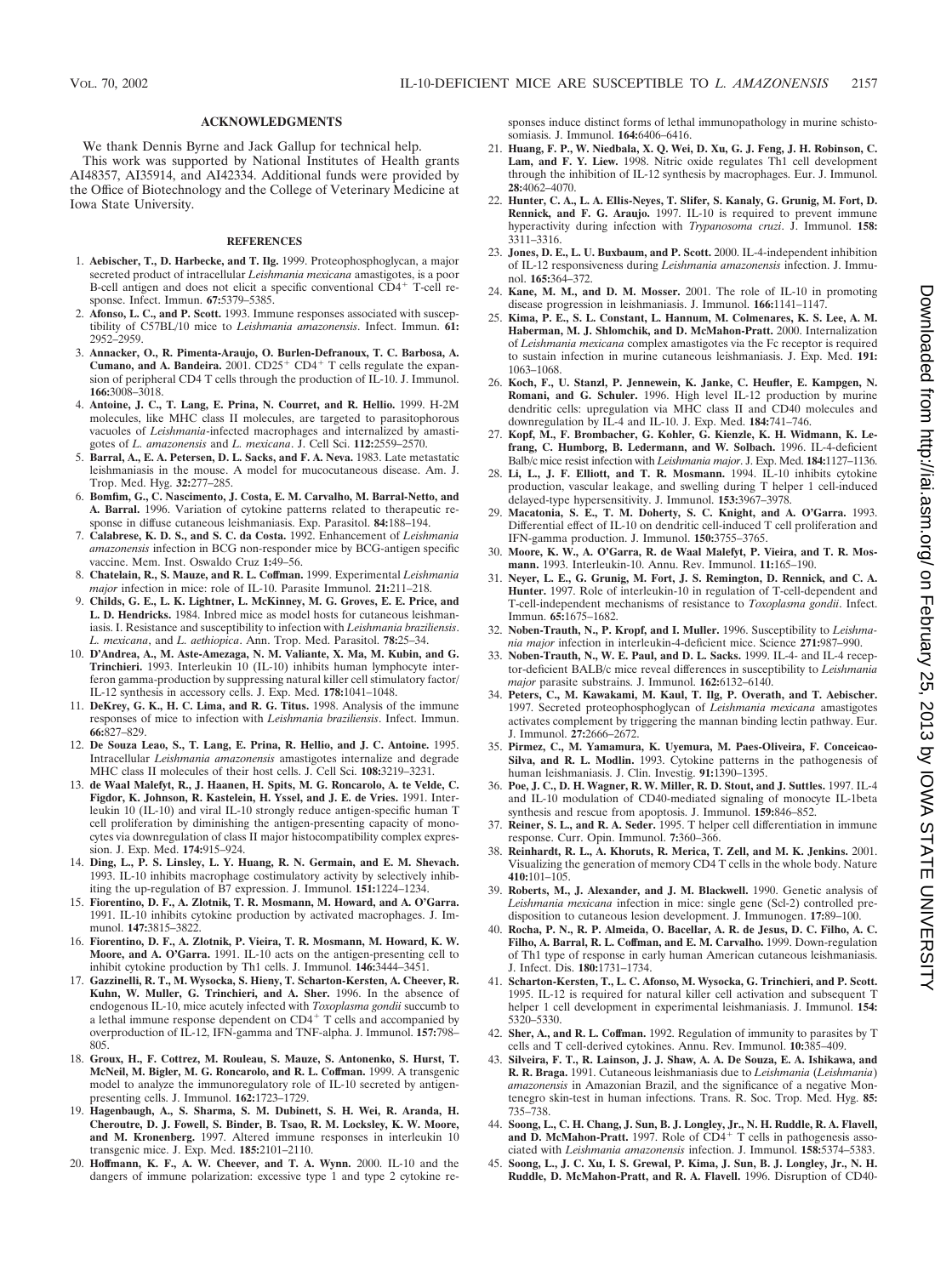## ACKNOWLEDGMENTS

We thank Dennis Byrne and Jack Gallup for technical help.

This work was supported by National Institutes of Health grants AI48357, AI35914, and AI42334. Additional funds were provided by the Office of Biotechnology and the College of Veterinary Medicine at Iowa State University.

## REFERENCES

1. **Aebischer, T., D. Harbecke, and T. Ilg.** 1999. Proteophosphoglycan, a major secreted product of intracellular *Leishmania mexicana* amastigotes, is a poor B-cell antigen and does not elicit a specific conventional $CD4^+$ T-cell response. Infect. Immun. **67:**5379–5385.
2. **Afonso, L. C., and P. Scott.** 1993. Immune responses associated with susceptibility of C57BL/10 mice to *Leishmania amazonensis*. Infect. Immun. **61:** 2952–2959.
3. **Annacker, O., R. Pimenta-Araujo, O. Burlen-Defranoux, T. C. Barbosa, A. Cumano, and A. Bandeira.** 2001. $CD25^+$ $CD4^+$ T cells regulate the expansion of peripheral CD4 T cells through the production of IL-10. J. Immunol. **166:**3008–3018.
4. **Antoine, J. C., T. Lang, E. Prina, N. Courret, and R. Hellio.** 1999. H-2M molecules, like MHC class II molecules, are targeted to parasitophorous vacuoles of *Leishmania*-infected macrophages and internalized by amastigotes of *L. amazonensis* and *L. mexicana*. J. Cell Sci. **112:**2559–2570.
5. **Barral, A., E. A. Petersen, D. L. Sacks, and F. A. Neva.** 1983. Late metastatic leishmaniasis in the mouse. A model for mucocutaneous disease. Am. J. Trop. Med. Hyg. **32:**277–285.
6. **Bomfim, G., C. Nascimento, J. Costa, E. M. Carvalho, M. Barral-Netto, and A. Barral.** 1996. Variation of cytokine patterns related to therapeutic response in diffuse cutaneous leishmaniasis. Exp. Parasitol. **84:**188–194.
7. **Calabrese, K. D. S., and S. C. da Costa.** 1992. Enhancement of *Leishmania amazonensis* infection in BCG non-responder mice by BCG-antigen specific vaccine. Mem. Inst. Oswaldo Cruz **1:**49–56.
8. **Chatelain, R., S. Mauze, and R. L. Coffman.** 1999. Experimental *Leishmania major* infection in mice: role of IL-10. Parasite Immunol. **21:**211–218.
9. **Childs, G. E., L. K. Lightner, L. McKinney, M. G. Groves, E. E. Price, and L. D. Hendricks.** 1984. Inbred mice as model hosts for cutaneous leishmaniasis. I. Resistance and susceptibility to infection with *Leishmania braziliensis*. *L. mexicana*, and *L. aethiopica*. Ann. Trop. Med. Parasitol. **78:**25–34.
10. **D'Andrea, A., M. Aste-Amezaga, N. M. Valiante, X. Ma, M. Kubin, and G. Trinchieri.** 1993. Interleukin 10 (IL-10) inhibits human lymphocyte interferon gamma-production by suppressing natural killer cell stimulatory factor/IL-12 synthesis in accessory cells. J. Exp. Med. **178:**1041–1048.
11. **DeKrey, G. K., H. C. Lima, and R. G. Titus.** 1998. Analysis of the immune responses of mice to infection with *Leishmania braziliensis*. Infect. Immun. **66:**827–829.
12. **De Souza Leao, S., T. Lang, E. Prina, R. Hellio, and J. C. Antoine.** 1995. Intracellular *Leishmania amazonensis* amastigotes internalize and degrade MHC class II molecules of their host cells. J. Cell Sci. **108:**3219–3231.
13. **de Waal Malefyt, R., J. Haanen, H. Spits, M. G. Roncarolo, A. te Velde, C. Figdor, K. Johnson, R. Kastelein, H. Yssel, and J. E. de Vries.** 1991. Interleukin 10 (IL-10) and viral IL-10 strongly reduce antigen-specific human T cell proliferation by diminishing the antigen-presenting capacity of monocytes via downregulation of class II major histocompatibility complex expression. J. Exp. Med. **174:**915–924.
14. **Ding, L., P. S. Linsley, L. Y. Huang, R. N. Germain, and E. M. Shevach.** 1993. IL-10 inhibits macrophage costimulatory activity by selectively inhibiting the up-regulation of B7 expression. J. Immunol. **151:**1224–1234.
15. **Fiorentino, D. F., A. Zlotnik, T. R. Mosmann, M. Howard, and A. O'Garra.** 1991. IL-10 inhibits cytokine production by activated macrophages. J. Immunol. **147:**3815–3822.
16. **Fiorentino, D. F., A. Zlotnik, P. Vieira, T. R. Mosmann, M. Howard, K. W. Moore, and A. O'Garra.** 1991. IL-10 acts on the antigen-presenting cell to inhibit cytokine production by Th1 cells. J. Immunol. **146:**3444–3451.
17. **Gazzinelli, R. T., M. Wysocka, S. Hieny, T. Scharton-Kersten, A. Cheever, R. Kuhn, W. Muller, G. Trinchieri, and A. Sher.** 1996. In the absence of endogenous IL-10, mice acutely infected with *Toxoplasma gondii* succumb to a lethal immune response dependent on $CD4^+$ T cells and accompanied by overproduction of IL-12, IFN-gamma and TNF-alpha. J. Immunol. **157:**798–805.
18. **Groux, H., F. Cottrez, M. Rouleau, S. Mauze, S. Antonenko, S. Hurst, T. McNeil, M. Bigler, M. G. Roncarolo, and R. L. Coffman.** 1999. A transgenic model to analyze the immunoregulatory role of IL-10 secreted by antigen-presenting cells. J. Immunol. **162:**1723–1729.
19. **Hagenbaugh, A., S. Sharma, S. M. Dubinett, S. H. Wei, R. Aranda, H. Cheroutre, D. J. Fowell, S. Binder, B. Tsao, R. M. Locksley, K. W. Moore, and M. Kronenberg.** 1997. Altered immune responses in interleukin 10 transgenic mice. J. Exp. Med. **185:**2101–2110.
20. **Hoffmann, K. F., A. W. Cheever, and T. A. Wynn.** 2000. IL-10 and the dangers of immune polarization: excessive type 1 and type 2 cytokine responses induce distinct forms of lethal immunopathology in murine schistosomiasis. J. Immunol. **164:**6406–6416.
21. **Huang, F. P., W. Niedbala, X. Q. Wei, D. Xu, G. J. Feng, J. H. Robinson, C. Lam, and F. Y. Liew.** 1998. Nitric oxide regulates Th1 cell development through the inhibition of IL-12 synthesis by macrophages. Eur. J. Immunol. **28:**4062–4070.
22. **Hunter, C. A., L. A. Ellis-Neyes, T. Slifer, S. Kanaly, G. Grunig, M. Fort, D. Rennick, and F. G. Araujo.** 1997. IL-10 is required to prevent immune hyperactivity during infection with *Trypanosoma cruzi*. J. Immunol. **158:** 3311–3316.
23. **Jones, D. E., L. U. Buxbaum, and P. Scott.** 2000. IL-4-independent inhibition of IL-12 responsiveness during *Leishmania amazonensis* infection. J. Immunol. **165:**364–372.
24. **Kane, M. M., and D. M. Mosser.** 2001. The role of IL-10 in promoting disease progression in leishmaniasis. J. Immunol. **166:**1141–1147.
25. **Kima, P. E., S. L. Constant, L. Hannum, M. Colmenares, K. S. Lee, A. M. Haberman, M. J. Shlomchik, and D. McMahon-Pratt.** 2000. Internalization of *Leishmania mexicana* complex amastigotes via the Fc receptor is required to sustain infection in murine cutaneous leishmaniasis. J. Exp. Med. **191:** 1063–1068.
26. **Koch, F., U. Stanzl, P. Jennewein, K. Janke, C. Heufler, E. Kampgen, N. Romani, and G. Schuler.** 1996. High level IL-12 production by murine dendritic cells: upregulation via MHC class II and CD40 molecules and downregulation by IL-4 and IL-10. J. Exp. Med. **184:**741–746.
27. **Kopf, M., F. Brombacher, G. Kohler, G. Kienzle, K. H. Widmann, K. Lefrang, C. Humborg, B. Ledermann, and W. Solbach.** 1996. IL-4-deficient Balb/c mice resist infection with *Leishmania major*. J. Exp. Med. **184:**1127–1136.
28. **Li, L., J. F. Elliott, and T. R. Mosmann.** 1994. IL-10 inhibits cytokine production, vascular leakage, and swelling during T helper 1 cell-induced delayed-type hypersensitivity. J. Immunol. **153:**3967–3978.
29. **Macatonia, S. E., T. M. Doherty, S. C. Knight, and A. O'Garra.** 1993. Differential effect of IL-10 on dendritic cell-induced T cell proliferation and IFN-gamma production. J. Immunol. **150:**3755–3765.
30. **Moore, K. W., A. O'Garra, R. de Waal Malefyt, P. Vieira, and T. R. Mosmann.** 1993. Interleukin-10. Annu. Rev. Immunol. **11:**165–190.
31. **Neyer, L. E., G. Grunig, M. Fort, J. S. Remington, D. Rennick, and C. A. Hunter.** 1997. Role of interleukin-10 in regulation of T-cell-dependent and T-cell-independent mechanisms of resistance to *Toxoplasma gondii*. Infect. Immun. **65:**1675–1682.
32. **Noben-Trauth, N., P. Kropf, and I. Muller.** 1996. Susceptibility to *Leishmania major* infection in interleukin-4-deficient mice. Science **271:**987–990.
33. **Noben-Trauth, N., W. E. Paul, and D. L. Sacks.** 1999. IL-4- and IL-4 receptor-deficient BALB/c mice reveal differences in susceptibility to *Leishmania major* parasite substrains. J. Immunol. **162:**6132–6140.
34. **Peters, C., M. Kawakami, M. Kaul, T. Ilg, P. Overath, and T. Aebischer.** 1997. Secreted proteophosphoglycan of *Leishmania mexicana* amastigotes activates complement by triggering the mannan binding lectin pathway. Eur. J. Immunol. **27:**2666–2672.
35. **Pirmez, C., M. Yamamura, K. Uyemura, M. Paes-Oliveira, F. Conceicao-Silva, and R. L. Modlin.** 1993. Cytokine patterns in the pathogenesis of human leishmaniasis. J. Clin. Investig. **91:**1390–1395.
36. **Poe, J. C., D. H. Wagner, R. W. Miller, R. D. Stout, and J. Suttles.** 1997. IL-4 and IL-10 modulation of CD40-mediated signaling of monocyte IL-1beta synthesis and rescue from apoptosis. J. Immunol. **159:**846–852.
37. **Reiner, S. L., and R. A. Seder.** 1995. T helper cell differentiation in immune response. Curr. Opin. Immunol. **7:**360–366.
38. **Reinhardt, R. L., A. Khoruts, R. Merica, T. Zell, and M. K. Jenkins.** 2001. Visualizing the generation of memory CD4 T cells in the whole body. Nature **410:**101–105.
39. **Roberts, M., J. Alexander, and J. M. Blackwell.** 1990. Genetic analysis of *Leishmania mexicana* infection in mice: single gene (Scl-2) controlled predisposition to cutaneous lesion development. J. Immunogen. **17:**89–100.
40. **Rocha, P. N., R. P. Almeida, O. Bacellar, A. R. de Jesus, D. C. Filho, A. C. Filho, A. Barral, R. L. Coffman, and E. M. Carvalho.** 1999. Down-regulation of Th1 type of response in early human American cutaneous leishmaniasis. J. Infect. Dis. **180:**1731–1734.
41. **Scharton-Kersten, T., L. C. Afonso, M. Wysocka, G. Trinchieri, and P. Scott.** 1995. IL-12 is required for natural killer cell activation and subsequent T helper 1 cell development in experimental leishmaniasis. J. Immunol. **154:** 5320–5330.
42. **Sher, A., and R. L. Coffman.** 1992. Regulation of immunity to parasites by T cells and T cell-derived cytokines. Annu. Rev. Immunol. **10:**385–409.
43. **Silveira, F. T., R. Lainson, J. J. Shaw, A. A. De Souza, E. A. Ishikawa, and R. R. Braga.** 1991. Cutaneous leishmaniasis due to *Leishmania* (*Leishmania*) *amazonensis* in Amazonian Brazil, and the significance of a negative Montenegro skin-test in human infections. Trans. R. Soc. Trop. Med. Hyg. **85:** 735–738.
44. **Soong, L., C. H. Chang, J. Sun, B. J. Longley, Jr., N. H. Ruddle, R. A. Flavell, and D. McMahon-Pratt.** 1997. Role of $CD4^+$ T cells in pathogenesis associated with *Leishmania amazonensis* infection. J. Immunol. **158:**5374–5383.
45. **Soong, L., J. C. Xu, I. S. Grewal, P. Kima, J. Sun, B. J. Longley, Jr., N. H. Ruddle, D. McMahon-Pratt, and R. A. Flavell.** 1996. Disruption of CD40-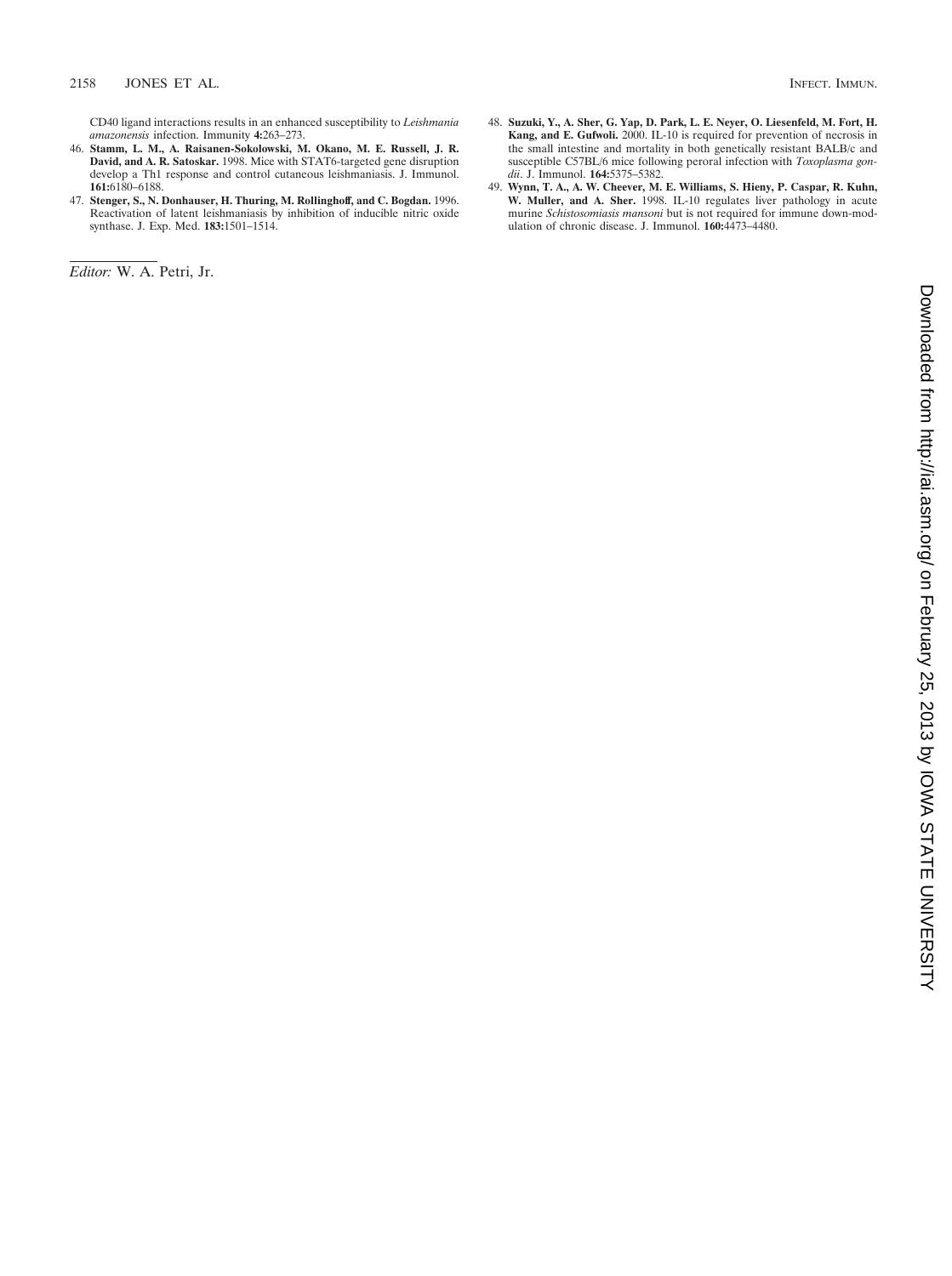CD40 ligand interactions results in an enhanced susceptibility to *Leishmania amazonensis* infection. Immunity **4:**263–273.

46. **Stamm, L. M., A. Raisanen-Sokolowski, M. Okano, M. E. Russell, J. R. David, and A. R. Satoskar.** 1998. Mice with STAT6-targeted gene disruption develop a Th1 response and control cutaneous leishmaniasis. J. Immunol. **161:**6180–6188.
47. **Stenger, S., N. Donhauser, H. Thuring, M. Rollinghoff, and C. Bogdan.** 1996. Reactivation of latent leishmaniasis by inhibition of inducible nitric oxide synthase. J. Exp. Med. **183:**1501–1514.
48. **Suzuki, Y., A. Sher, G. Yap, D. Park, L. E. Neyer, O. Liesenfeld, M. Fort, H. Kang, and E. Gufwoli.** 2000. IL-10 is required for prevention of necrosis in the small intestine and mortality in both genetically resistant BALB/c and susceptible C57BL/6 mice following peroral infection with *Toxoplasma gondii*. J. Immunol. **164:**5375–5382.
49. **Wynn, T. A., A. W. Cheever, M. E. Williams, S. Hieny, P. Caspar, R. Kuhn, W. Muller, and A. Sher.** 1998. IL-10 regulates liver pathology in acute murine *Schistosomiasis mansoni* but is not required for immune down-modulation of chronic disease. J. Immunol. **160:**4473–4480.

*Editor:* W. A. Petri, Jr.